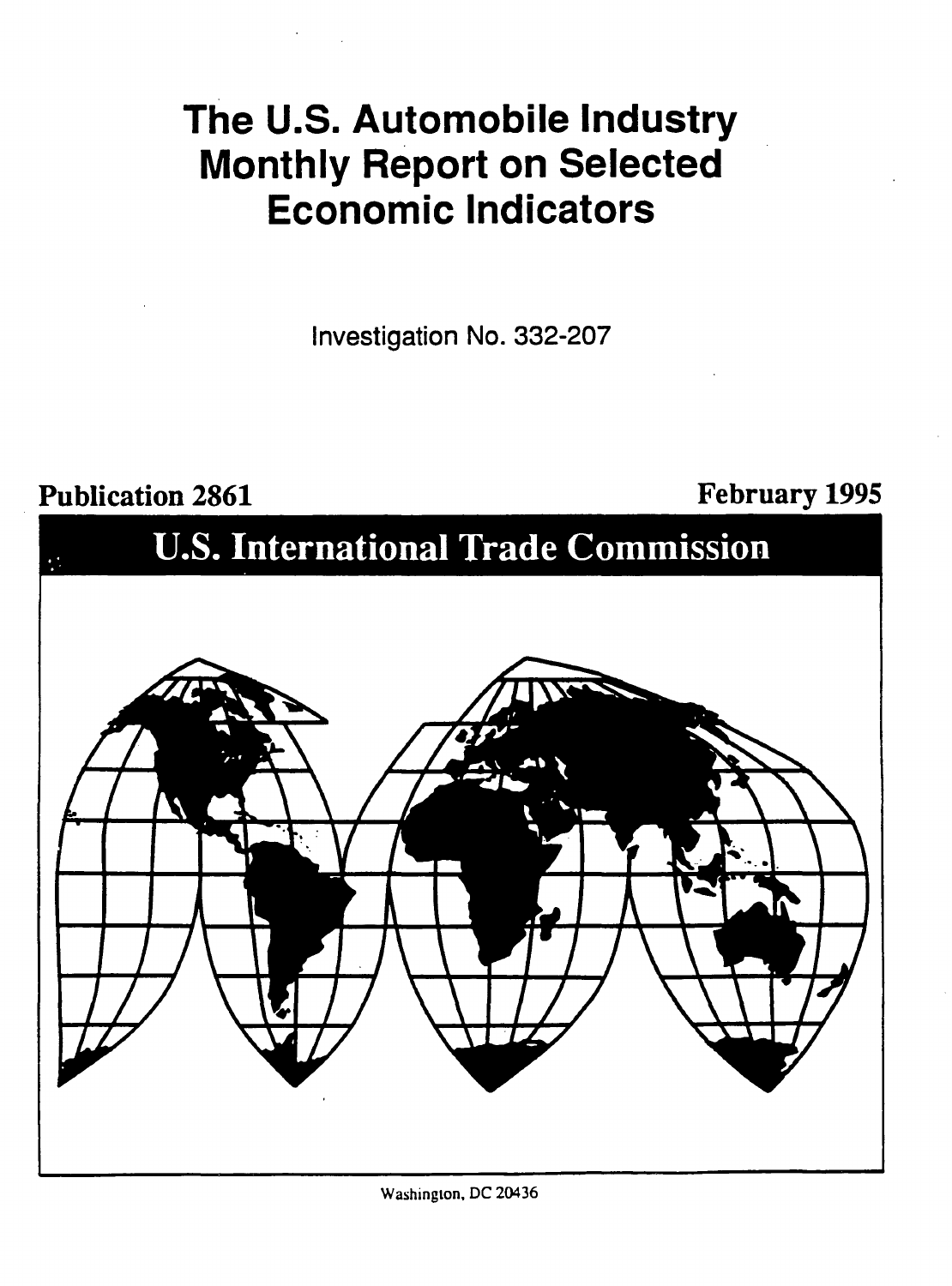# The U.S. Automobile Industry Monthly Report on Selected Economic Indicators

Investigation No. 332-207

**Publication 2861** **February 1995**

## U.S. International Trade Commission

Washington, DC 20436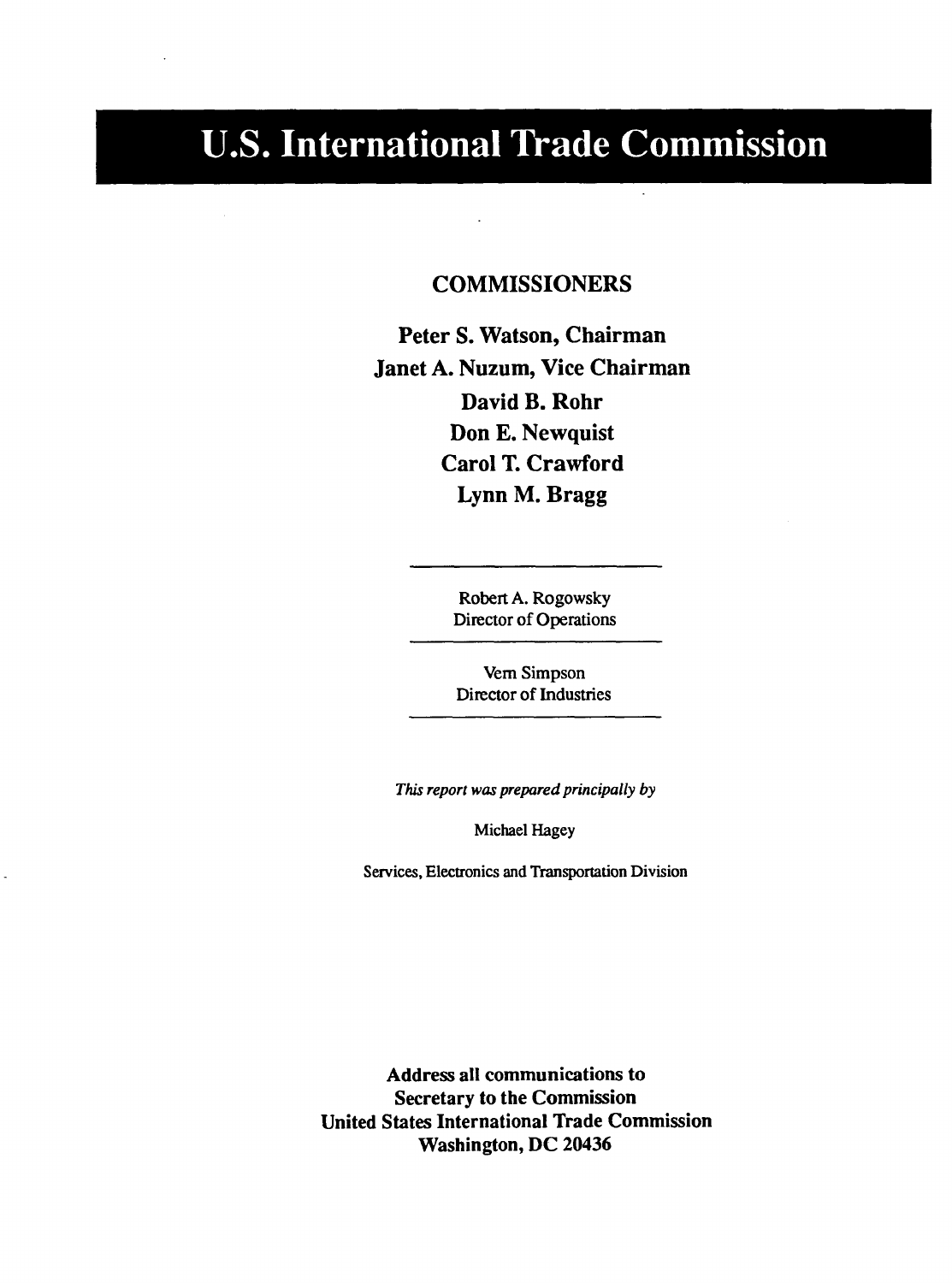# U.S. International Trade Commission

## COMMISSIONERS

**Peter S. Watson, Chairman**
**Janet A. Nuzum, Vice Chairman**
**David B. Rohr**
**Don E. Newquist**
**Carol T. Crawford**
**Lynn M. Bragg**

---

Robert A. Rogowsky
Director of Operations

---

Vern Simpson
Director of Industries

---

*This report was prepared principally by*

Michael Hagey

Services, Electronics and Transportation Division

**Address all communications to**
**Secretary to the Commission**
**United States International Trade Commission**
**Washington, DC 20436**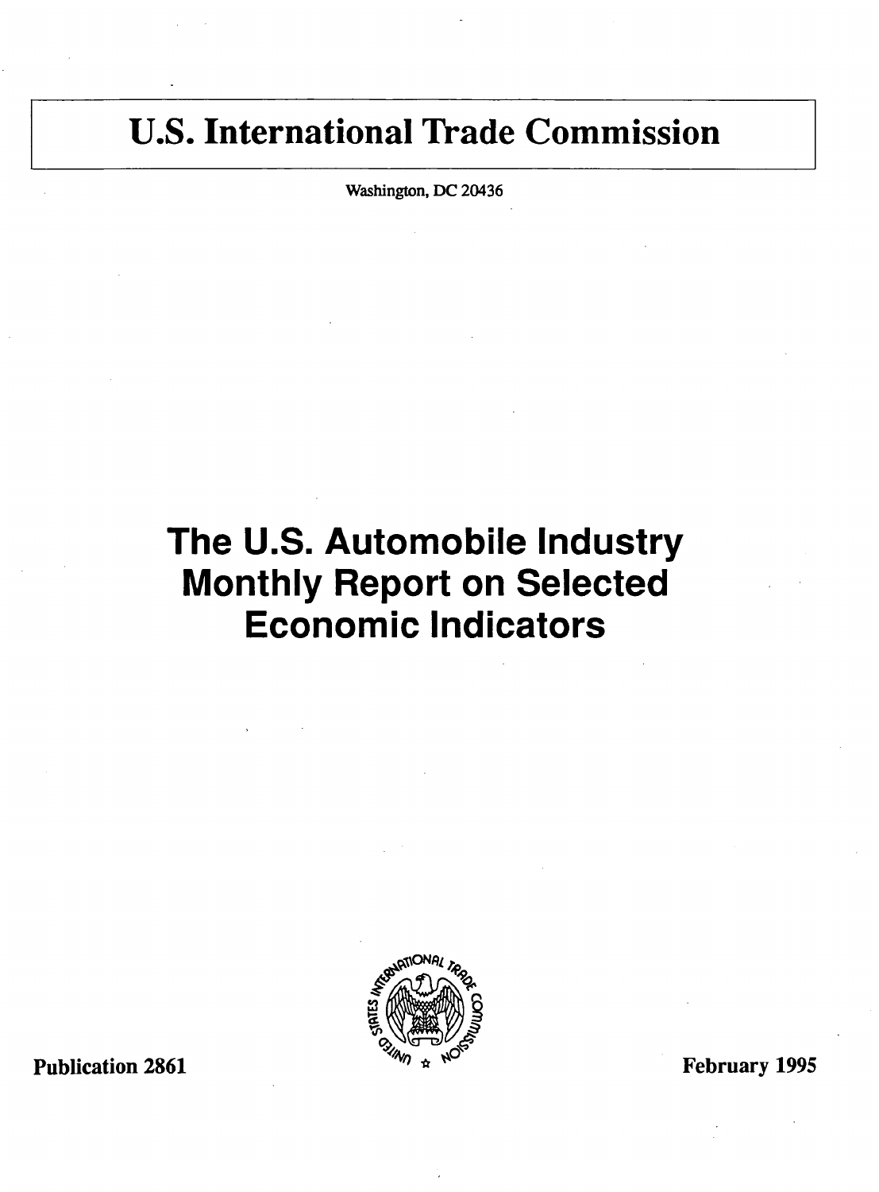# U.S. International Trade Commission

Washington, DC 20436

# The U.S. Automobile Industry Monthly Report on Selected Economic Indicators

**Publication 2861** **February 1995**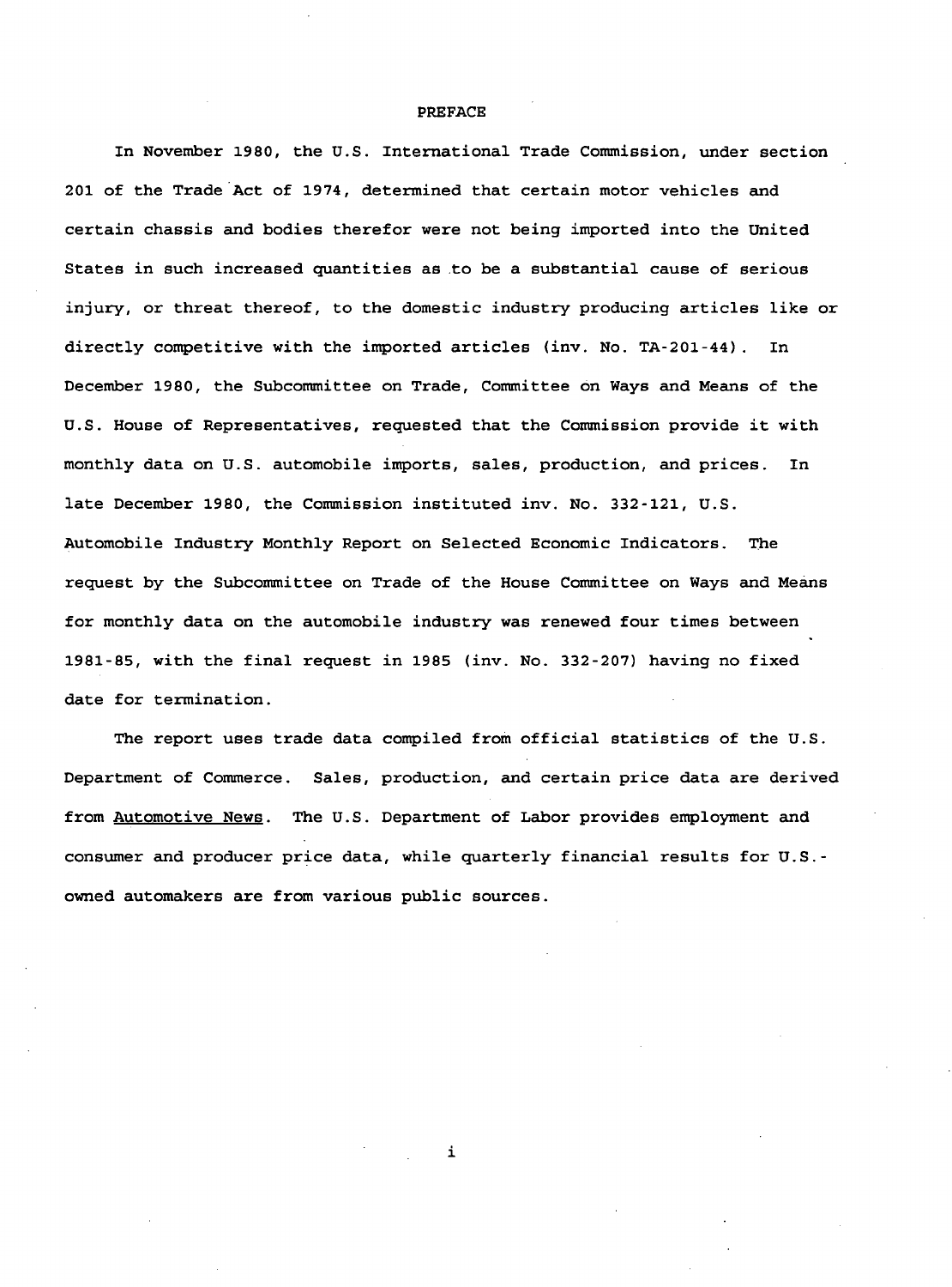# PREFACE

In November 1980, the U.S. International Trade Commission, under section 201 of the Trade Act of 1974, determined that certain motor vehicles and certain chassis and bodies therefor were not being imported into the United States in such increased quantities as to be a substantial cause of serious injury, or threat thereof, to the domestic industry producing articles like or directly competitive with the imported articles (inv. No. TA-201-44). In December 1980, the Subcommittee on Trade, Committee on Ways and Means of the U.S. House of Representatives, requested that the Commission provide it with monthly data on U.S. automobile imports, sales, production, and prices. In late December 1980, the Commission instituted inv. No. 332-121, U.S. Automobile Industry Monthly Report on Selected Economic Indicators. The request by the Subcommittee on Trade of the House Committee on Ways and Means for monthly data on the automobile industry was renewed four times between 1981-85, with the final request in 1985 (inv. No. 332-207) having no fixed date for termination.

The report uses trade data compiled from official statistics of the U.S. Department of Commerce. Sales, production, and certain price data are derived from Automotive News. The U.S. Department of Labor provides employment and consumer and producer price data, while quarterly financial results for U.S.-owned automakers are from various public sources.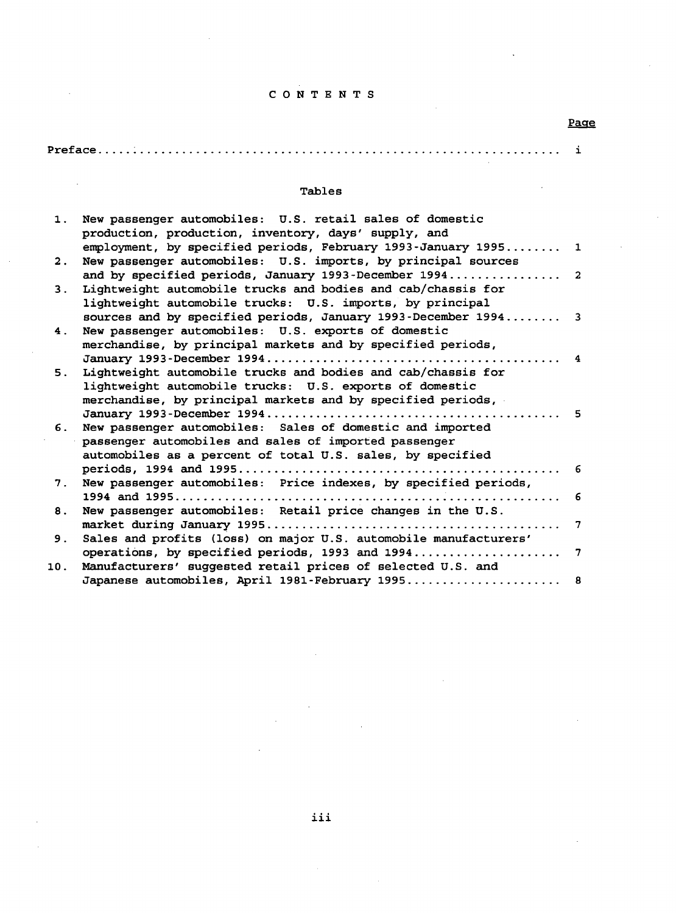# CONTENTS

| | | Page |
|---|---|---|
| Preface | | i |

## Tables

| | | |
|---|---|---|
| 1. | New passenger automobiles: U.S. retail sales of domestic production, production, inventory, days' supply, and employment, by specified periods, February 1993-January 1995 | 1 |
| 2. | New passenger automobiles: U.S. imports, by principal sources and by specified periods, January 1993-December 1994 | 2 |
| 3. | Lightweight automobile trucks and bodies and cab/chassis for lightweight automobile trucks: U.S. imports, by principal sources and by specified periods, January 1993-December 1994 | 3 |
| 4. | New passenger automobiles: U.S. exports of domestic merchandise, by principal markets and by specified periods, January 1993-December 1994 | 4 |
| 5. | Lightweight automobile trucks and bodies and cab/chassis for lightweight automobile trucks: U.S. exports of domestic merchandise, by principal markets and by specified periods, January 1993-December 1994 | 5 |
| 6. | New passenger automobiles: Sales of domestic and imported passenger automobiles and sales of imported passenger automobiles as a percent of total U.S. sales, by specified periods, 1994 and 1995 | 6 |
| 7. | New passenger automobiles: Price indexes, by specified periods, 1994 and 1995 | 6 |
| 8. | New passenger automobiles: Retail price changes in the U.S. market during January 1995 | 7 |
| 9. | Sales and profits (loss) on major U.S. automobile manufacturers' operations, by specified periods, 1993 and 1994 | 7 |
| 10. | Manufacturers' suggested retail prices of selected U.S. and Japanese automobiles, April 1981-February 1995 | 8 |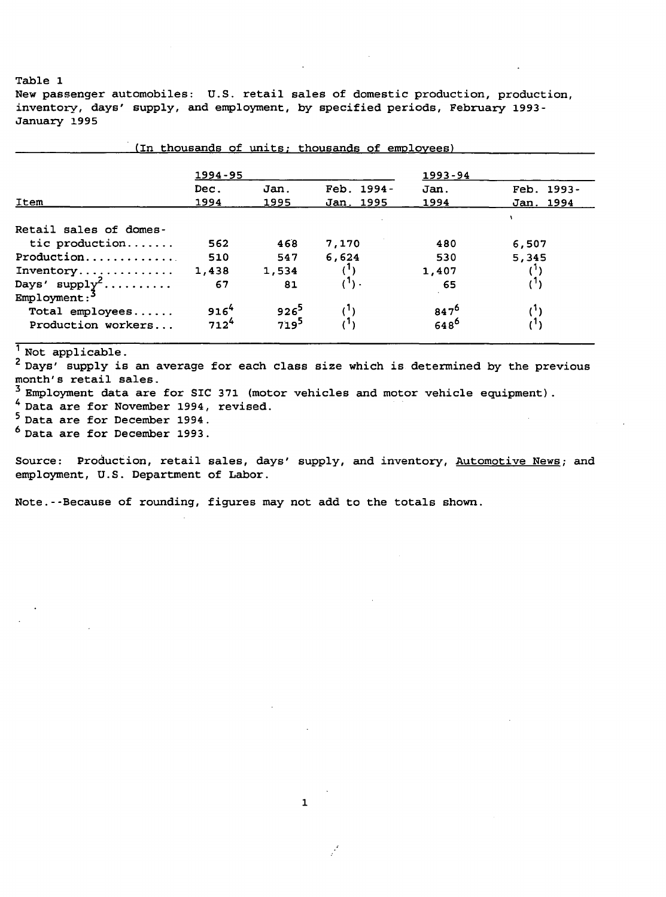Table 1

New passenger automobiles: U.S. retail sales of domestic production, production, inventory, days' supply, and employment, by specified periods, February 1993-January 1995

(In thousands of units; thousands of employees)

| Item | 1994-95 | | | 1993-94 | |
|---|---|---|---|---|---|
| | Dec. 1994 | Jan. 1995 | Feb. 1994-Jan. 1995 | Jan. 1994 | Feb. 1993-Jan. 1994 |
| Retail sales of domestic production | 562 | 468 | 7,170 | 480 | 6,507 |
| Production | 510 | 547 | 6,624 | 530 | 5,345 |
| Inventory | 1,438 | 1,534 | (1) | 1,407 | (1) |
| Days' supply[2] | 67 | 81 | (1) | 65 | (1) |
| Employment:[3] | | | | | |
| Total employees | 916[4] | 926[5] | (1) | 847[6] | (1) |
| Production workers | 712[4] | 719[5] | (1) | 648[6] | (1) |

[1] Not applicable.

[2] Days' supply is an average for each class size which is determined by the previous month's retail sales.

[3] Employment data are for SIC 371 (motor vehicles and motor vehicle equipment).

[4] Data are for November 1994, revised.

[5] Data are for December 1994.

[6] Data are for December 1993.

Source: Production, retail sales, days' supply, and inventory, Automotive News; and employment, U.S. Department of Labor.

Note.--Because of rounding, figures may not add to the totals shown.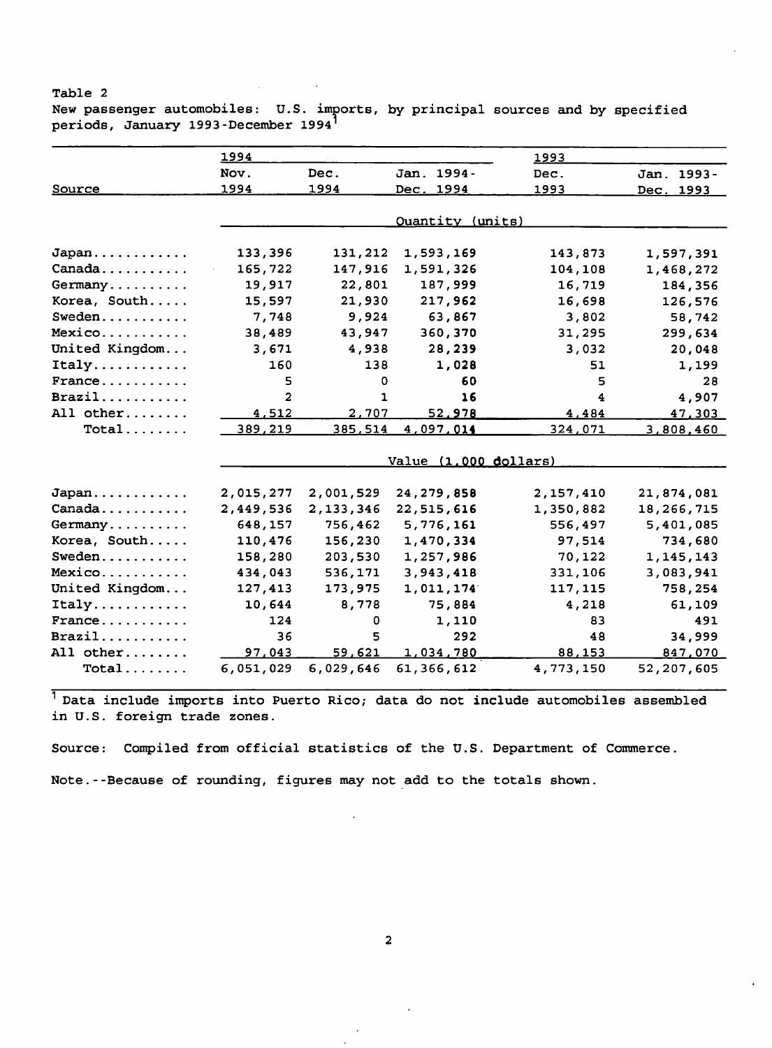Table 2
New passenger automobiles: U.S. imports, by principal sources and by specified periods, January 1993-December 1994[1]

| Source | 1994 Nov. 1994 | 1994 Dec. 1994 | 1994 Jan. 1994-Dec. 1994 | 1993 Dec. 1993 | 1993 Jan. 1993-Dec. 1993 |
|---|---|---|---|---|---|
| | Quantity (units) | | | | |
| Japan | 133,396 | 131,212 | 1,593,169 | 143,873 | 1,597,391 |
| Canada | 165,722 | 147,916 | 1,591,326 | 104,108 | 1,468,272 |
| Germany | 19,917 | 22,801 | 187,999 | 16,719 | 184,356 |
| Korea, South | 15,597 | 21,930 | 217,962 | 16,698 | 126,576 |
| Sweden | 7,748 | 9,924 | 63,867 | 3,802 | 58,742 |
| Mexico | 38,489 | 43,947 | 360,370 | 31,295 | 299,634 |
| United Kingdom | 3,671 | 4,938 | 28,239 | 3,032 | 20,048 |
| Italy | 160 | 138 | 1,028 | 51 | 1,199 |
| France | 5 | 0 | 60 | 5 | 28 |
| Brazil | 2 | 1 | 16 | 4 | 4,907 |
| All other | 4,512 | 2,707 | 52,978 | 4,484 | 47,303 |
| Total | 389,219 | 385,514 | 4,097,014 | 324,071 | 3,808,460 |
| | Value (1,000 dollars) | | | | |
| Japan | 2,015,277 | 2,001,529 | 24,279,858 | 2,157,410 | 21,874,081 |
| Canada | 2,449,536 | 2,133,346 | 22,515,616 | 1,350,882 | 18,266,715 |
| Germany | 648,157 | 756,462 | 5,776,161 | 556,497 | 5,401,085 |
| Korea, South | 110,476 | 156,230 | 1,470,334 | 97,514 | 734,680 |
| Sweden | 158,280 | 203,530 | 1,257,986 | 70,122 | 1,145,143 |
| Mexico | 434,043 | 536,171 | 3,943,418 | 331,106 | 3,083,941 |
| United Kingdom | 127,413 | 173,975 | 1,011,174 | 117,115 | 758,254 |
| Italy | 10,644 | 8,778 | 75,884 | 4,218 | 61,109 |
| France | 124 | 0 | 1,110 | 83 | 491 |
| Brazil | 36 | 5 | 292 | 48 | 34,999 |
| All other | 97,043 | 59,621 | 1,034,780 | 88,153 | 847,070 |
| Total | 6,051,029 | 6,029,646 | 61,366,612 | 4,773,150 | 52,207,605 |

[1] Data include imports into Puerto Rico; data do not include automobiles assembled in U.S. foreign trade zones.

Source: Compiled from official statistics of the U.S. Department of Commerce.

Note.--Because of rounding, figures may not add to the totals shown.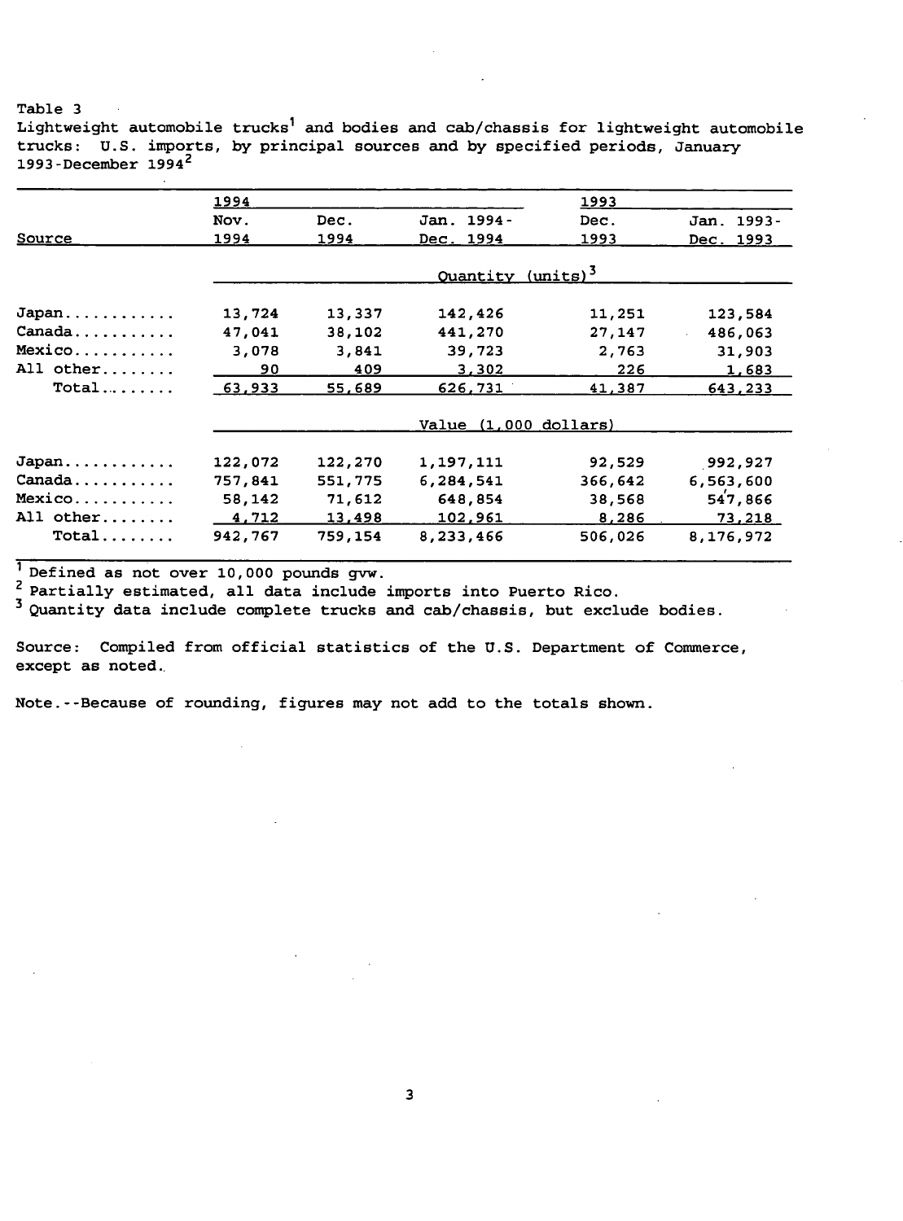Table 3

Lightweight automobile trucks[1] and bodies and cab/chassis for lightweight automobile trucks: U.S. imports, by principal sources and by specified periods, January 1993-December 1994[2]

| Source | 1994 | | | 1993 | |
|---|---|---|---|---|---|
| | Nov. 1994 | Dec. 1994 | Jan. 1994-Dec. 1994 | Dec. 1993 | Jan. 1993-Dec. 1993 |
| | Quantity (units)[3] | | | | |
| Japan | 13,724 | 13,337 | 142,426 | 11,251 | 123,584 |
| Canada | 47,041 | 38,102 | 441,270 | 27,147 | 486,063 |
| Mexico | 3,078 | 3,841 | 39,723 | 2,763 | 31,903 |
| All other | 90 | 409 | 3,302 | 226 | 1,683 |
| Total | 63,933 | 55,689 | 626,731 | 41,387 | 643,233 |
| | Value (1,000 dollars) | | | | |
| Japan | 122,072 | 122,270 | 1,197,111 | 92,529 | 992,927 |
| Canada | 757,841 | 551,775 | 6,284,541 | 366,642 | 6,563,600 |
| Mexico | 58,142 | 71,612 | 648,854 | 38,568 | 547,866 |
| All other | 4,712 | 13,498 | 102,961 | 8,286 | 73,218 |
| Total | 942,767 | 759,154 | 8,233,466 | 506,026 | 8,176,972 |

[1] Defined as not over 10,000 pounds gvw.

[2] Partially estimated, all data include imports into Puerto Rico.

[3] Quantity data include complete trucks and cab/chassis, but exclude bodies.

Source: Compiled from official statistics of the U.S. Department of Commerce, except as noted.

Note.--Because of rounding, figures may not add to the totals shown.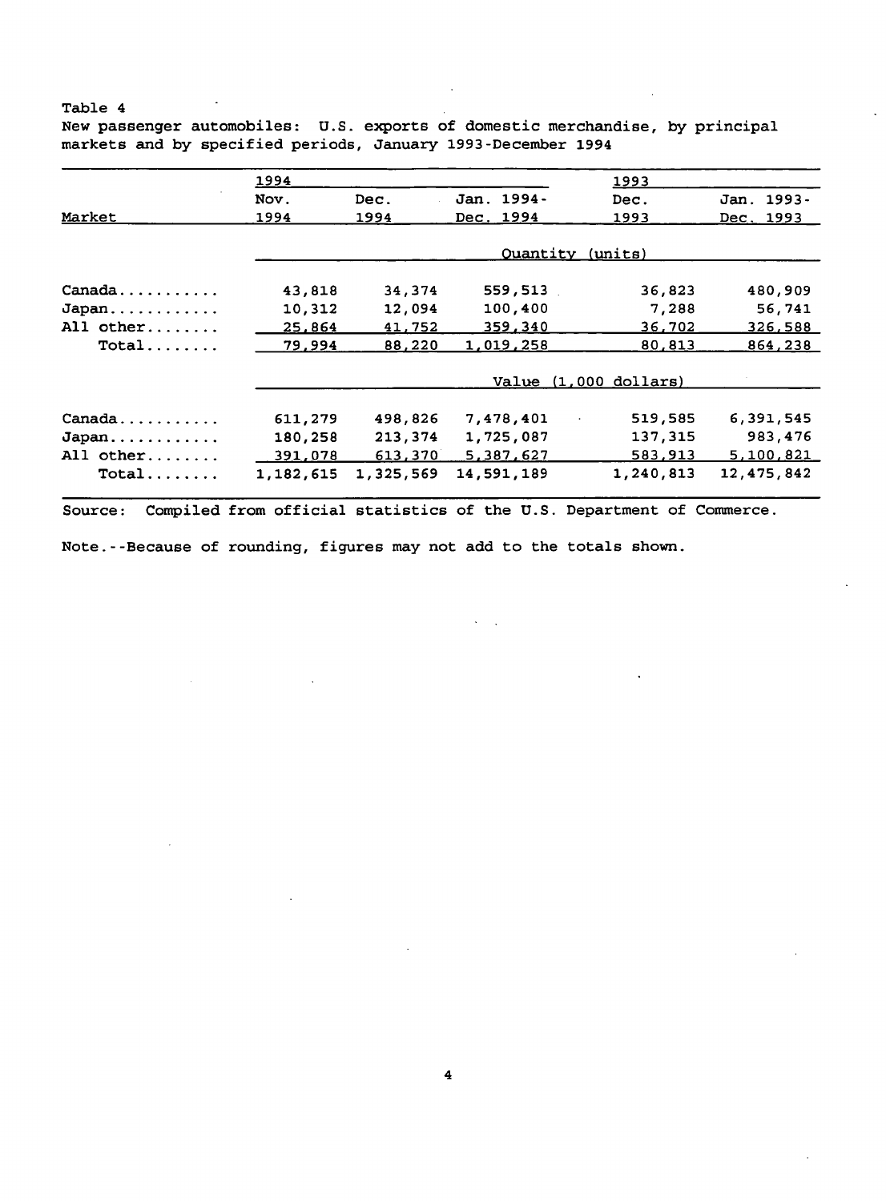Table 4

New passenger automobiles: U.S. exports of domestic merchandise, by principal markets and by specified periods, January 1993-December 1994

| | 1994 | | | 1993 | |
|---|---|---|---|---|---|
| Market | Nov. 1994 | Dec. 1994 | Jan. 1994-Dec. 1994 | Dec. 1993 | Jan. 1993-Dec. 1993 |
| | Quantity (units) | | | | |
| Canada | 43,818 | 34,374 | 559,513 | 36,823 | 480,909 |
| Japan | 10,312 | 12,094 | 100,400 | 7,288 | 56,741 |
| All other | 25,864 | 41,752 | 359,340 | 36,702 | 326,588 |
| Total | 79,994 | 88,220 | 1,019,258 | 80,813 | 864,238 |
| | Value (1,000 dollars) | | | | |
| Canada | 611,279 | 498,826 | 7,478,401 | 519,585 | 6,391,545 |
| Japan | 180,258 | 213,374 | 1,725,087 | 137,315 | 983,476 |
| All other | 391,078 | 613,370 | 5,387,627 | 583,913 | 5,100,821 |
| Total | 1,182,615 | 1,325,569 | 14,591,189 | 1,240,813 | 12,475,842 |

Source: Compiled from official statistics of the U.S. Department of Commerce.

Note.--Because of rounding, figures may not add to the totals shown.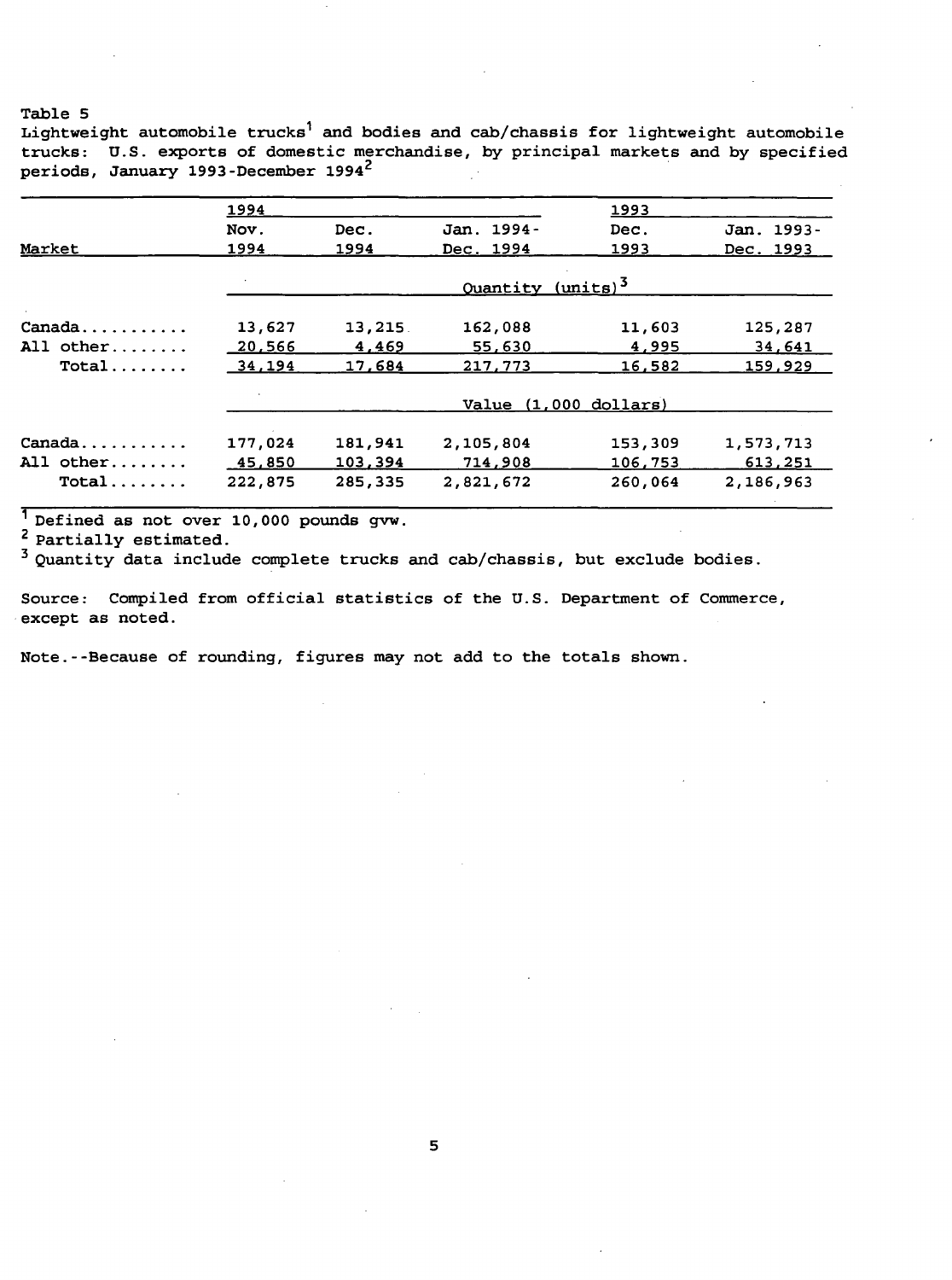Table 5

Lightweight automobile trucks[1] and bodies and cab/chassis for lightweight automobile trucks: U.S. exports of domestic merchandise, by principal markets and by specified periods, January 1993-December 1994[2]

| Market | 1994 | | | 1993 | |
|---|---|---|---|---|---|
| | Nov. 1994 | Dec. 1994 | Jan. 1994-Dec. 1994 | Dec. 1993 | Jan. 1993-Dec. 1993 |
| | Quantity (units)[3] | | | | |
| Canada........... | 13,627 | 13,215 | 162,088 | 11,603 | 125,287 |
| All other........ | 20,566 | 4,469 | 55,630 | 4,995 | 34,641 |
| Total........ | 34,194 | 17,684 | 217,773 | 16,582 | 159,929 |
| | Value (1,000 dollars) | | | | |
| Canada........... | 177,024 | 181,941 | 2,105,804 | 153,309 | 1,573,713 |
| All other........ | 45,850 | 103,394 | 714,908 | 106,753 | 613,251 |
| Total........ | 222,875 | 285,335 | 2,821,672 | 260,064 | 2,186,963 |

[1] Defined as not over 10,000 pounds gvw.

[2] Partially estimated.

[3] Quantity data include complete trucks and cab/chassis, but exclude bodies.

Source: Compiled from official statistics of the U.S. Department of Commerce, except as noted.

Note.--Because of rounding, figures may not add to the totals shown.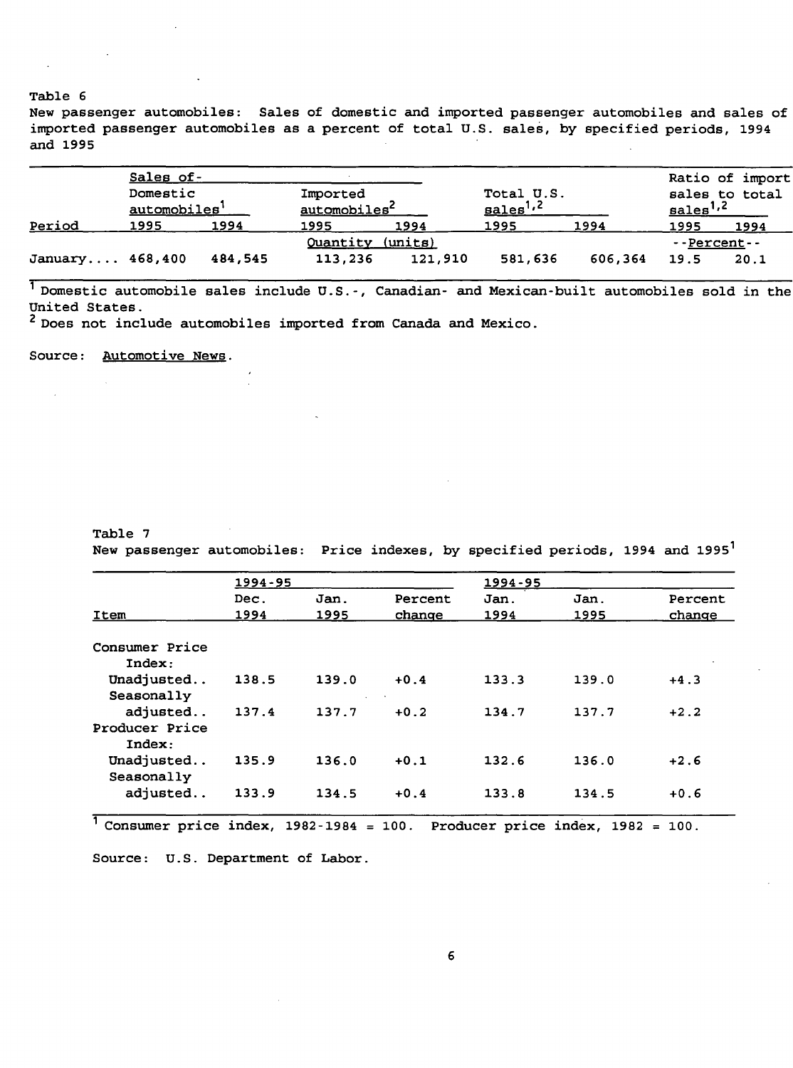Table 6

New passenger automobiles: Sales of domestic and imported passenger automobiles and sales of imported passenger automobiles as a percent of total U.S. sales, by specified periods, 1994 and 1995

| | Sales of- | | | | | | Ratio of import sales to total sales[1,2] | |
|---|---|---|---|---|---|---|---|---|
| | Domestic automobiles[1] | | Imported automobiles[2] | | Total U.S. sales[1,2] | | | |
| Period | 1995 | 1994 | 1995 | 1994 | 1995 | 1994 | 1995 | 1994 |
| | Quantity (units) | | | | | | --Percent-- | |
| January.... | 468,400 | 484,545 | 113,236 | 121,910 | 581,636 | 606,364 | 19.5 | 20.1 |

[1] Domestic automobile sales include U.S.-, Canadian- and Mexican-built automobiles sold in the United States.

[2] Does not include automobiles imported from Canada and Mexico.

Source: Automotive News.

Table 7

New passenger automobiles: Price indexes, by specified periods, 1994 and 1995[1]

| | 1994-95 | | | 1994-95 | | |
|---|---|---|---|---|---|---|
| Item | Dec. 1994 | Jan. 1995 | Percent change | Jan. 1994 | Jan. 1995 | Percent change |
| Consumer Price Index: | | | | | | |
| Unadjusted.. | 138.5 | 139.0 | +0.4 | 133.3 | 139.0 | +4.3 |
| Seasonally adjusted.. | 137.4 | 137.7 | +0.2 | 134.7 | 137.7 | +2.2 |
| Producer Price Index: | | | | | | |
| Unadjusted.. | 135.9 | 136.0 | +0.1 | 132.6 | 136.0 | +2.6 |
| Seasonally adjusted.. | 133.9 | 134.5 | +0.4 | 133.8 | 134.5 | +0.6 |

[1] Consumer price index, 1982-1984 = 100. Producer price index, 1982 = 100.

Source: U.S. Department of Labor.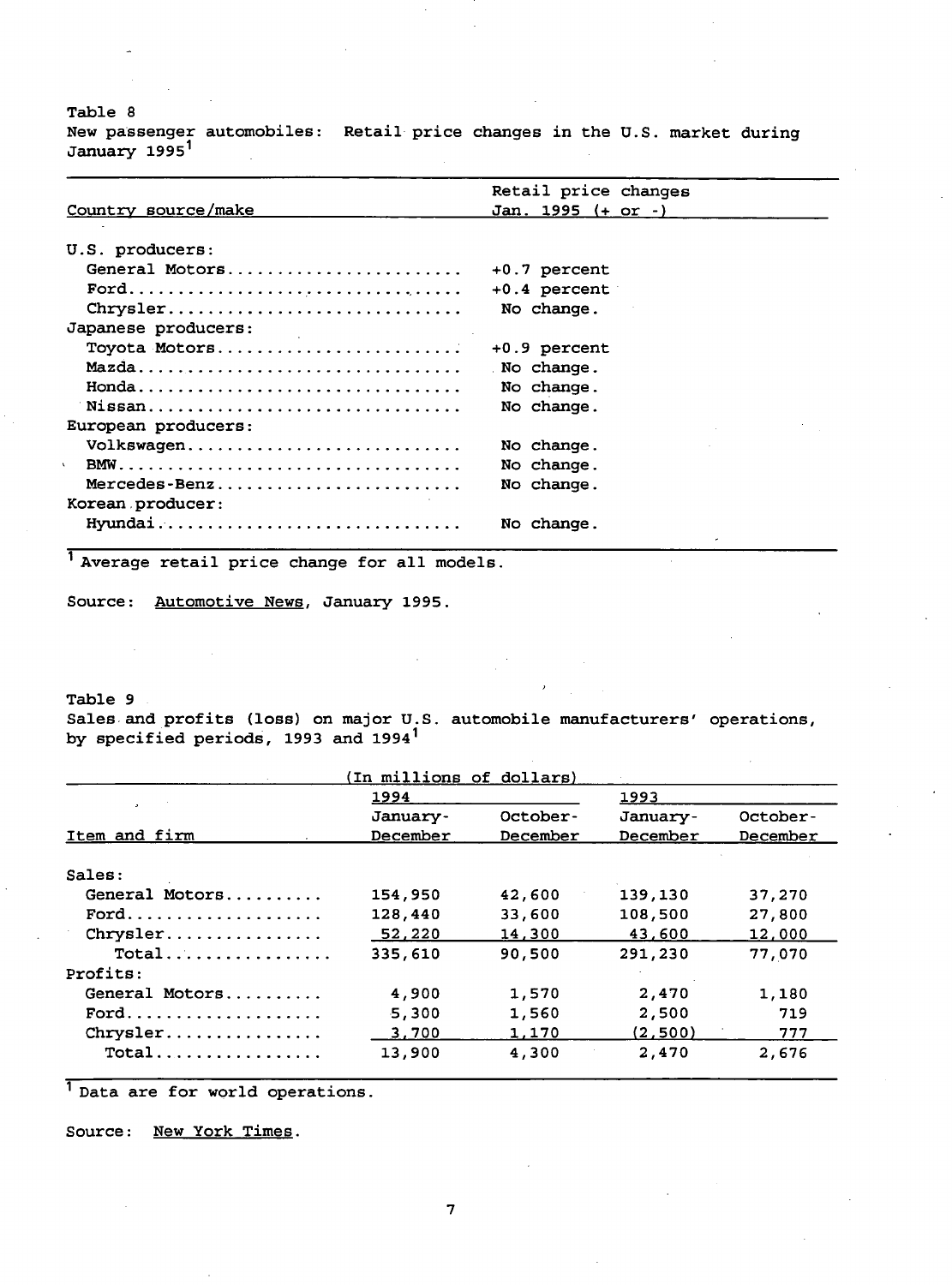Table 8
New passenger automobiles: Retail price changes in the U.S. market during January 1995[1]

| Country source/make | Retail price changes Jan. 1995 (+ or -) |
|---|---|
| U.S. producers: | |
| General Motors | +0.7 percent |
| Ford | +0.4 percent |
| Chrysler | No change. |
| Japanese producers: | |
| Toyota Motors | +0.9 percent |
| Mazda | No change. |
| Honda | No change. |
| Nissan | No change. |
| European producers: | |
| Volkswagen | No change. |
| BMW | No change. |
| Mercedes-Benz | No change. |
| Korean producer: | |
| Hyundai | No change. |

[1] Average retail price change for all models.

Source: Automotive News, January 1995.

Table 9
Sales and profits (loss) on major U.S. automobile manufacturers' operations, by specified periods, 1993 and 1994[1]

(In millions of dollars)

| Item and firm | 1994 | | 1993 | |
|---|---|---|---|---|
| | January-December | October-December | January-December | October-December |
| Sales: | | | | |
| General Motors | 154,950 | 42,600 | 139,130 | 37,270 |
| Ford | 128,440 | 33,600 | 108,500 | 27,800 |
| Chrysler | 52,220 | 14,300 | 43,600 | 12,000 |
| Total | 335,610 | 90,500 | 291,230 | 77,070 |
| Profits: | | | | |
| General Motors | 4,900 | 1,570 | 2,470 | 1,180 |
| Ford | 5,300 | 1,560 | 2,500 | 719 |
| Chrysler | 3,700 | 1,170 | (2,500) | 777 |
| Total | 13,900 | 4,300 | 2,470 | 2,676 |

[1] Data are for world operations.

Source: New York Times.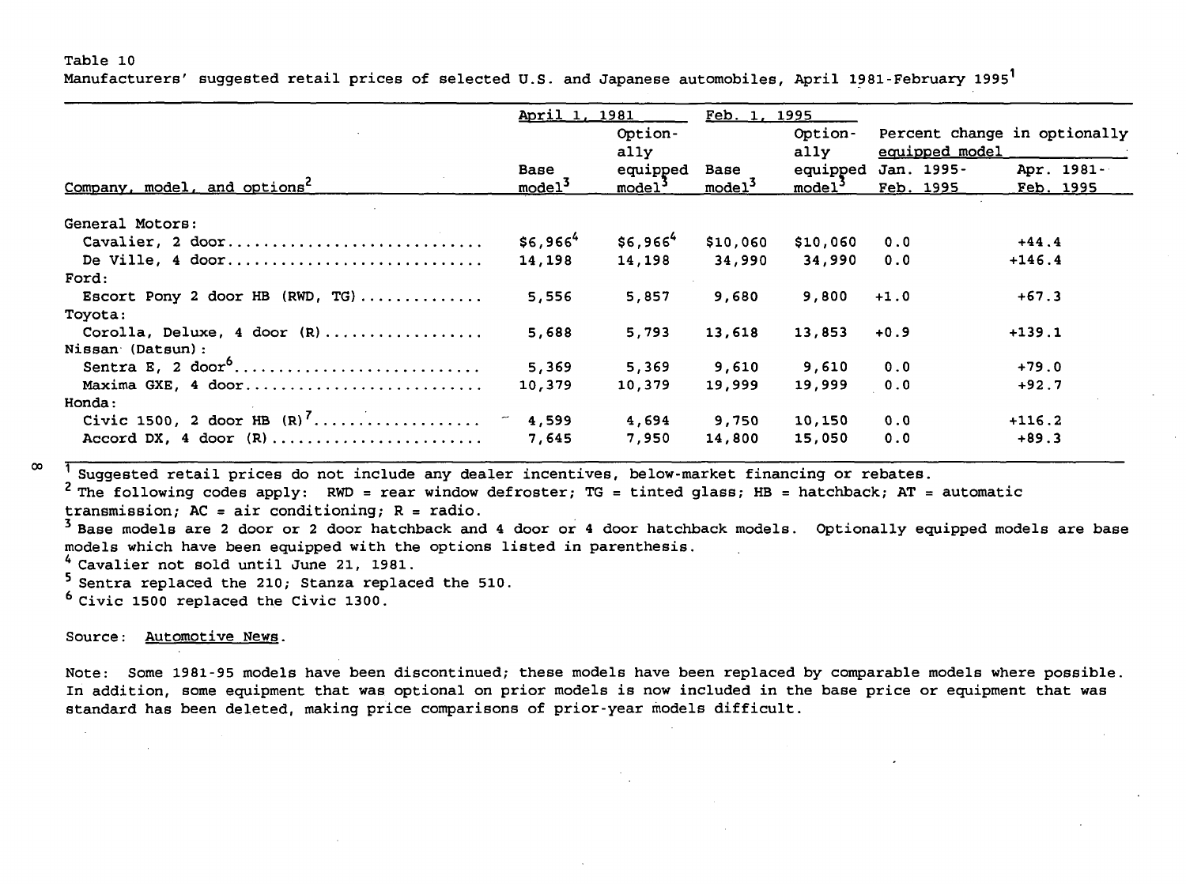Table 10

Manufacturers' suggested retail prices of selected U.S. and Japanese automobiles, April 1981-February 1995[1]

| Company, model, and options[2] | April 1, 1981 | | Feb. 1, 1995 | | Percent change in optionally equipped model | |
|---|---|---|---|---|---|---|
| | Base model[3] | Optionally equipped model[3] | Base model[3] | Optionally equipped model[3] | Jan. 1995-Feb. 1995 | Apr. 1981-Feb. 1995 |
| General Motors: | | | | | | |
| Cavalier, 2 door | $6,966[4] | $6,966[4] | $10,060 | $10,060 | 0.0 | +44.4 |
| De Ville, 4 door | 14,198 | 14,198 | 34,990 | 34,990 | 0.0 | +146.4 |
| Ford: | | | | | | |
| Escort Pony 2 door HB (RWD, TG) | 5,556 | 5,857 | 9,680 | 9,800 | +1.0 | +67.3 |
| Toyota: | | | | | | |
| Corolla, Deluxe, 4 door (R) | 5,688 | 5,793 | 13,618 | 13,853 | +0.9 | +139.1 |
| Nissan (Datsun): | | | | | | |
| Sentra E, 2 door[6] | 5,369 | 5,369 | 9,610 | 9,610 | 0.0 | +79.0 |
| Maxima GXE, 4 door | 10,379 | 10,379 | 19,999 | 19,999 | 0.0 | +92.7 |
| Honda: | | | | | | |
| Civic 1500, 2 door HB (R)[7] | 4,599 | 4,694 | 9,750 | 10,150 | 0.0 | +116.2 |
| Accord DX, 4 door (R) | 7,645 | 7,950 | 14,800 | 15,050 | 0.0 | +89.3 |

[1] Suggested retail prices do not include any dealer incentives, below-market financing or rebates.

[2] The following codes apply: RWD = rear window defroster; TG = tinted glass; HB = hatchback; AT = automatic transmission; AC = air conditioning; R = radio.

[3] Base models are 2 door or 2 door hatchback and 4 door or 4 door hatchback models. Optionally equipped models are base models which have been equipped with the options listed in parenthesis.

[4] Cavalier not sold until June 21, 1981.

[5] Sentra replaced the 210; Stanza replaced the 510.

[6] Civic 1500 replaced the Civic 1300.

Source: Automotive News.

Note: Some 1981-95 models have been discontinued; these models have been replaced by comparable models where possible. In addition, some equipment that was optional on prior models is now included in the base price or equipment that was standard has been deleted, making price comparisons of prior-year models difficult.